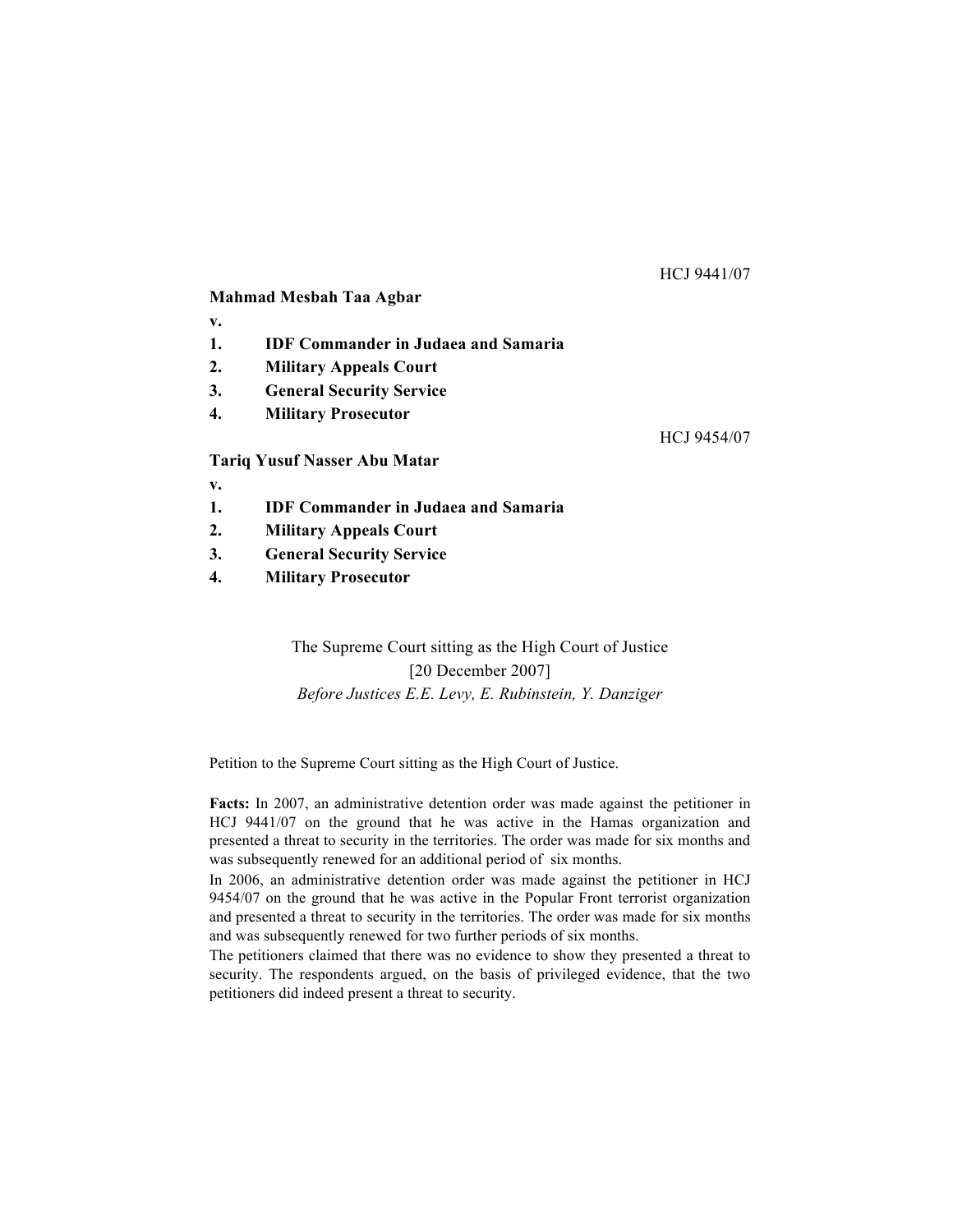HCJ 9441/07

**Mahmad Mesbah Taa Agbar**

**v.**

1. **IDF Commander in Judaea and Samaria**
2. **Military Appeals Court**
3. **General Security Service**
4. **Military Prosecutor**

HCJ 9454/07

**Tariq Yusuf Nasser Abu Matar**

**v.**

1. **IDF Commander in Judaea and Samaria**
2. **Military Appeals Court**
3. **General Security Service**
4. **Military Prosecutor**

The Supreme Court sitting as the High Court of Justice

[20 December 2007]

*Before Justices E.E. Levy, E. Rubinstein, Y. Danziger*

Petition to the Supreme Court sitting as the High Court of Justice.

**Facts:** In 2007, an administrative detention order was made against the petitioner in HCJ 9441/07 on the ground that he was active in the Hamas organization and presented a threat to security in the territories. The order was made for six months and was subsequently renewed for an additional period of six months.

In 2006, an administrative detention order was made against the petitioner in HCJ 9454/07 on the ground that he was active in the Popular Front terrorist organization and presented a threat to security in the territories. The order was made for six months and was subsequently renewed for two further periods of six months.

The petitioners claimed that there was no evidence to show they presented a threat to security. The respondents argued, on the basis of privileged evidence, that the two petitioners did indeed present a threat to security.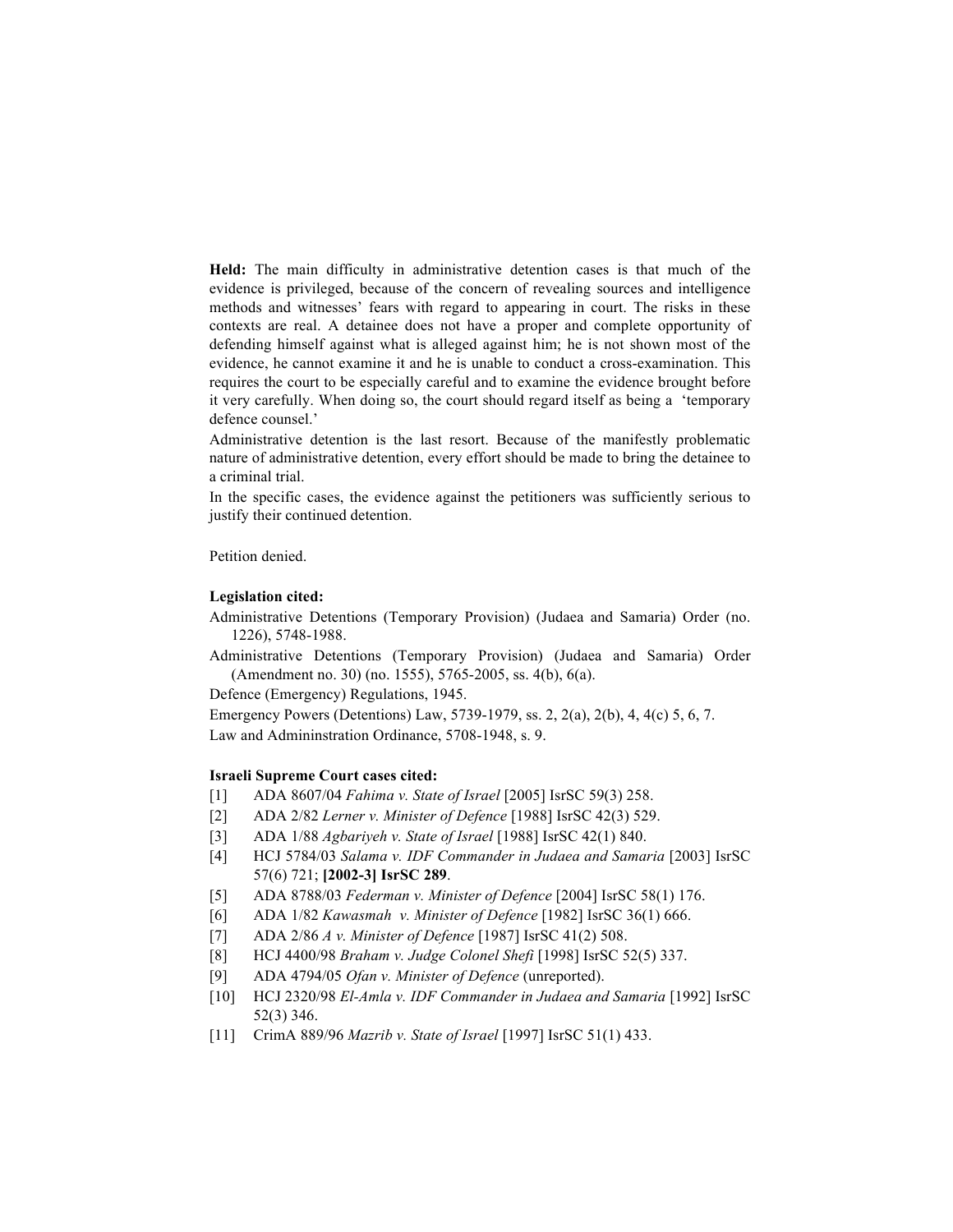**Held:** The main difficulty in administrative detention cases is that much of the evidence is privileged, because of the concern of revealing sources and intelligence methods and witnesses' fears with regard to appearing in court. The risks in these contexts are real. A detainee does not have a proper and complete opportunity of defending himself against what is alleged against him; he is not shown most of the evidence, he cannot examine it and he is unable to conduct a cross-examination. This requires the court to be especially careful and to examine the evidence brought before it very carefully. When doing so, the court should regard itself as being a 'temporary defence counsel.'

Administrative detention is the last resort. Because of the manifestly problematic nature of administrative detention, every effort should be made to bring the detainee to a criminal trial.

In the specific cases, the evidence against the petitioners was sufficiently serious to justify their continued detention.

Petition denied.

**Legislation cited:**

Administrative Detentions (Temporary Provision) (Judaea and Samaria) Order (no. 1226), 5748-1988.

Administrative Detentions (Temporary Provision) (Judaea and Samaria) Order (Amendment no. 30) (no. 1555), 5765-2005, ss. 4(b), 6(a).

Defence (Emergency) Regulations, 1945.

Emergency Powers (Detentions) Law, 5739-1979, ss. 2, 2(a), 2(b), 4, 4(c) 5, 6, 7.

Law and Admininstration Ordinance, 5708-1948, s. 9.

**Israeli Supreme Court cases cited:**

[1] ADA 8607/04 *Fahima v. State of Israel* [2005] IsrSC 59(3) 258.

[2] ADA 2/82 *Lerner v. Minister of Defence* [1988] IsrSC 42(3) 529.

[3] ADA 1/88 *Agbariyeh v. State of Israel* [1988] IsrSC 42(1) 840.

[4] HCJ 5784/03 *Salama v. IDF Commander in Judaea and Samaria* [2003] IsrSC 57(6) 721; **[2002-3] IsrSC 289**.

[5] ADA 8788/03 *Federman v. Minister of Defence* [2004] IsrSC 58(1) 176.

[6] ADA 1/82 *Kawasmah v. Minister of Defence* [1982] IsrSC 36(1) 666.

[7] ADA 2/86 *A v. Minister of Defence* [1987] IsrSC 41(2) 508.

[8] HCJ 4400/98 *Braham v. Judge Colonel Shefi* [1998] IsrSC 52(5) 337.

[9] ADA 4794/05 *Ofan v. Minister of Defence* (unreported).

[10] HCJ 2320/98 *El-Amla v. IDF Commander in Judaea and Samaria* [1992] IsrSC 52(3) 346.

[11] CrimA 889/96 *Mazrib v. State of Israel* [1997] IsrSC 51(1) 433.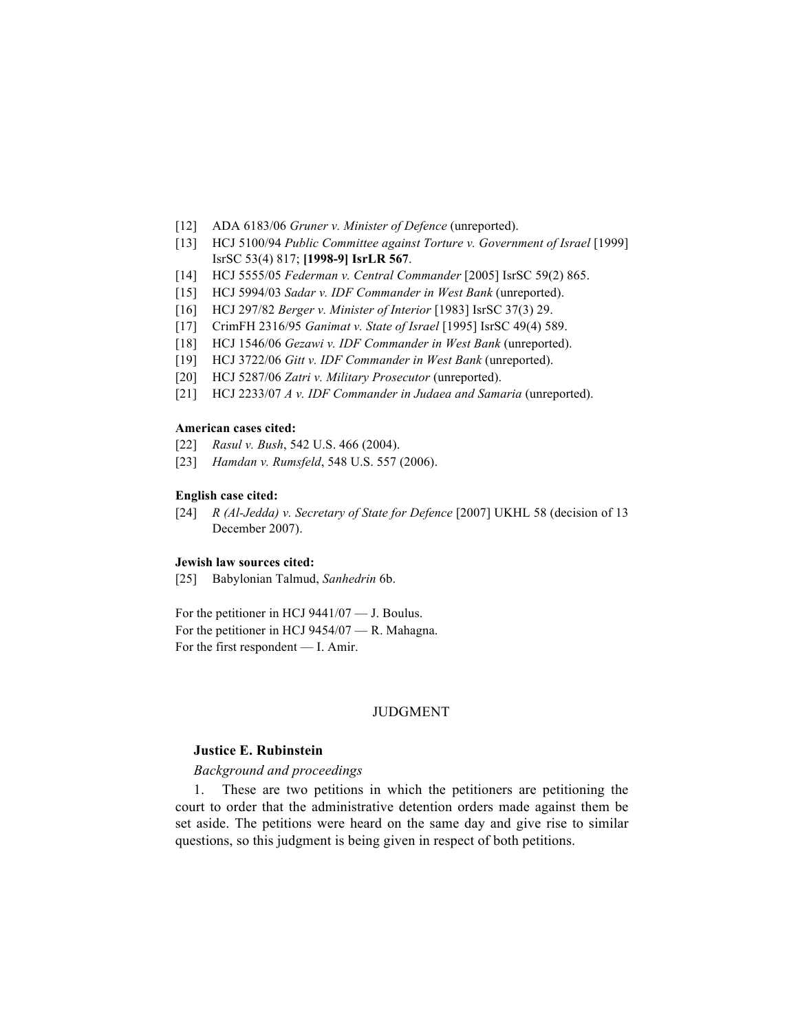[12] ADA 6183/06 *Gruner v. Minister of Defence* (unreported).

[13] HCJ 5100/94 *Public Committee against Torture v. Government of Israel* [1999] IsrSC 53(4) 817; **[1998-9] IsrLR 567**.

[14] HCJ 5555/05 *Federman v. Central Commander* [2005] IsrSC 59(2) 865.

[15] HCJ 5994/03 *Sadar v. IDF Commander in West Bank* (unreported).

[16] HCJ 297/82 *Berger v. Minister of Interior* [1983] IsrSC 37(3) 29.

[17] CrimFH 2316/95 *Ganimat v. State of Israel* [1995] IsrSC 49(4) 589.

[18] HCJ 1546/06 *Gezawi v. IDF Commander in West Bank* (unreported).

[19] HCJ 3722/06 *Gitt v. IDF Commander in West Bank* (unreported).

[20] HCJ 5287/06 *Zatri v. Military Prosecutor* (unreported).

[21] HCJ 2233/07 *A v. IDF Commander in Judaea and Samaria* (unreported).

**American cases cited:**

[22] *Rasul v. Bush*, 542 U.S. 466 (2004).

[23] *Hamdan v. Rumsfeld*, 548 U.S. 557 (2006).

**English case cited:**

[24] *R (Al-Jedda) v. Secretary of State for Defence* [2007] UKHL 58 (decision of 13 December 2007).

**Jewish law sources cited:**

[25] Babylonian Talmud, *Sanhedrin* 6b.

For the petitioner in HCJ 9441/07 — J. Boulus.
For the petitioner in HCJ 9454/07 — R. Mahagna.
For the first respondent — I. Amir.

## JUDGMENT

**Justice E. Rubinstein**

*Background and proceedings*

1. These are two petitions in which the petitioners are petitioning the court to order that the administrative detention orders made against them be set aside. The petitions were heard on the same day and give rise to similar questions, so this judgment is being given in respect of both petitions.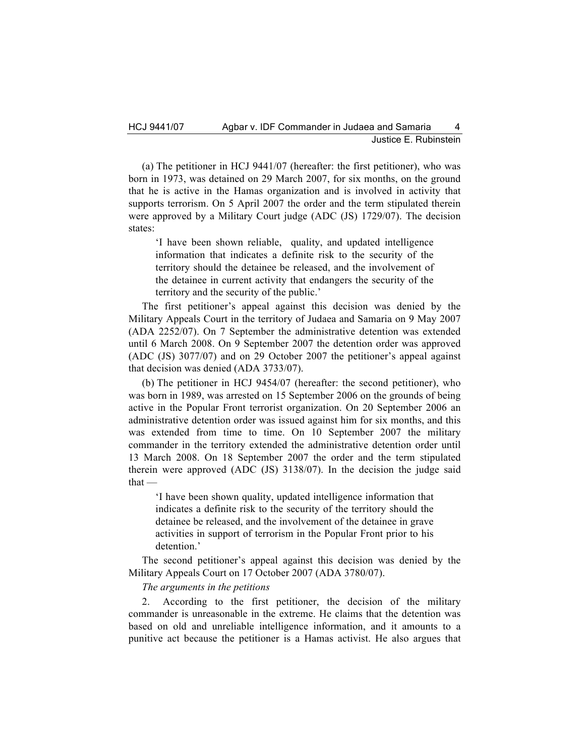(a) The petitioner in HCJ 9441/07 (hereafter: the first petitioner), who was born in 1973, was detained on 29 March 2007, for six months, on the ground that he is active in the Hamas organization and is involved in activity that supports terrorism. On 5 April 2007 the order and the term stipulated therein were approved by a Military Court judge (ADC (JS) 1729/07). The decision states:

> 'I have been shown reliable, quality, and updated intelligence information that indicates a definite risk to the security of the territory should the detainee be released, and the involvement of the detainee in current activity that endangers the security of the territory and the security of the public.'

The first petitioner's appeal against this decision was denied by the Military Appeals Court in the territory of Judaea and Samaria on 9 May 2007 (ADA 2252/07). On 7 September the administrative detention was extended until 6 March 2008. On 9 September 2007 the detention order was approved (ADC (JS) 3077/07) and on 29 October 2007 the petitioner's appeal against that decision was denied (ADA 3733/07).

(b) The petitioner in HCJ 9454/07 (hereafter: the second petitioner), who was born in 1989, was arrested on 15 September 2006 on the grounds of being active in the Popular Front terrorist organization. On 20 September 2006 an administrative detention order was issued against him for six months, and this was extended from time to time. On 10 September 2007 the military commander in the territory extended the administrative detention order until 13 March 2008. On 18 September 2007 the order and the term stipulated therein were approved (ADC (JS) 3138/07). In the decision the judge said that —

> 'I have been shown quality, updated intelligence information that indicates a definite risk to the security of the territory should the detainee be released, and the involvement of the detainee in grave activities in support of terrorism in the Popular Front prior to his detention.'

The second petitioner's appeal against this decision was denied by the Military Appeals Court on 17 October 2007 (ADA 3780/07).

*The arguments in the petitions*

2. According to the first petitioner, the decision of the military commander is unreasonable in the extreme. He claims that the detention was based on old and unreliable intelligence information, and it amounts to a punitive act because the petitioner is a Hamas activist. He also argues that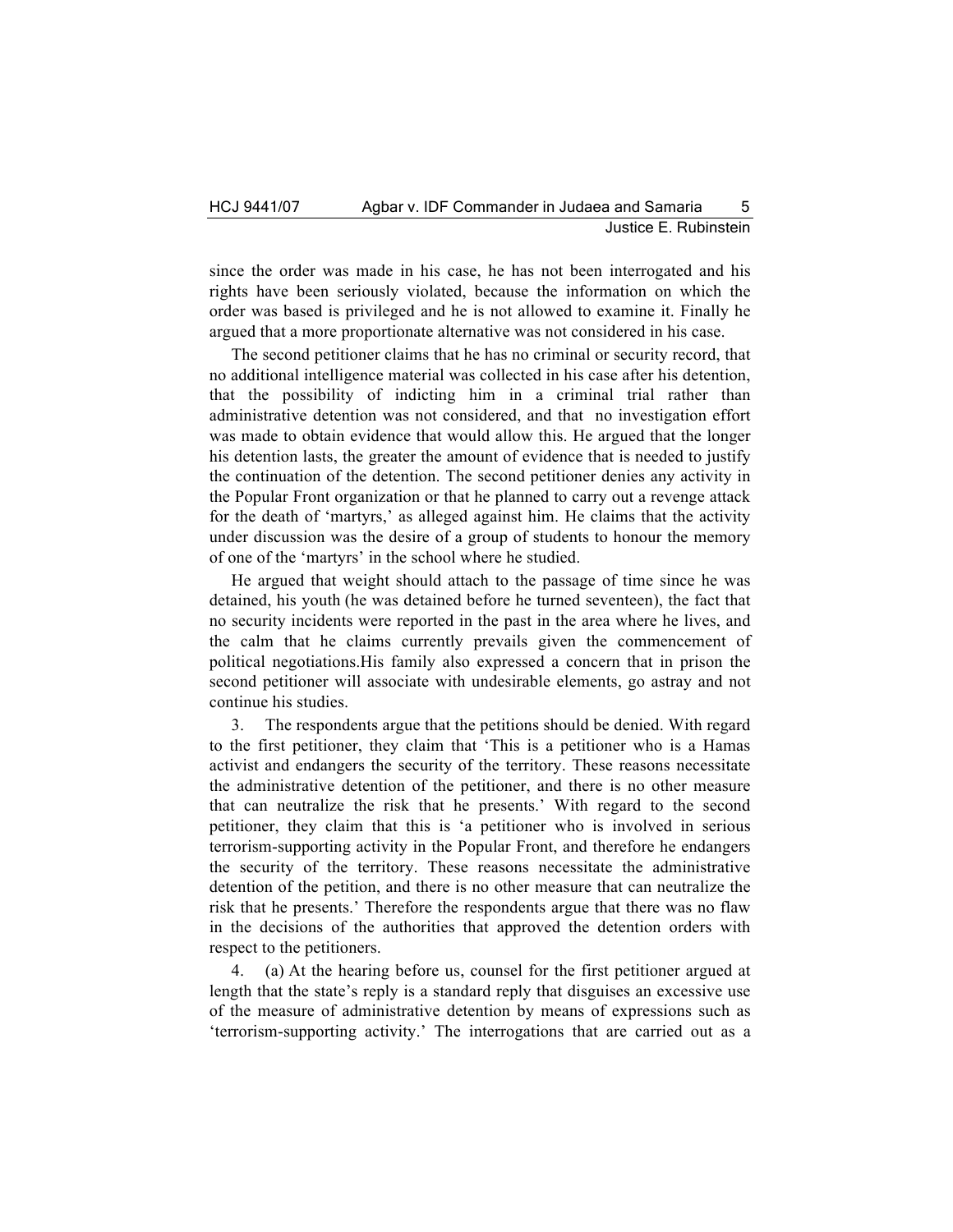since the order was made in his case, he has not been interrogated and his rights have been seriously violated, because the information on which the order was based is privileged and he is not allowed to examine it. Finally he argued that a more proportionate alternative was not considered in his case.

The second petitioner claims that he has no criminal or security record, that no additional intelligence material was collected in his case after his detention, that the possibility of indicting him in a criminal trial rather than administrative detention was not considered, and that no investigation effort was made to obtain evidence that would allow this. He argued that the longer his detention lasts, the greater the amount of evidence that is needed to justify the continuation of the detention. The second petitioner denies any activity in the Popular Front organization or that he planned to carry out a revenge attack for the death of 'martyrs,' as alleged against him. He claims that the activity under discussion was the desire of a group of students to honour the memory of one of the 'martyrs' in the school where he studied.

He argued that weight should attach to the passage of time since he was detained, his youth (he was detained before he turned seventeen), the fact that no security incidents were reported in the past in the area where he lives, and the calm that he claims currently prevails given the commencement of political negotiations.His family also expressed a concern that in prison the second petitioner will associate with undesirable elements, go astray and not continue his studies.

3. The respondents argue that the petitions should be denied. With regard to the first petitioner, they claim that 'This is a petitioner who is a Hamas activist and endangers the security of the territory. These reasons necessitate the administrative detention of the petitioner, and there is no other measure that can neutralize the risk that he presents.' With regard to the second petitioner, they claim that this is 'a petitioner who is involved in serious terrorism-supporting activity in the Popular Front, and therefore he endangers the security of the territory. These reasons necessitate the administrative detention of the petition, and there is no other measure that can neutralize the risk that he presents.' Therefore the respondents argue that there was no flaw in the decisions of the authorities that approved the detention orders with respect to the petitioners.

4. (a) At the hearing before us, counsel for the first petitioner argued at length that the state's reply is a standard reply that disguises an excessive use of the measure of administrative detention by means of expressions such as 'terrorism-supporting activity.' The interrogations that are carried out as a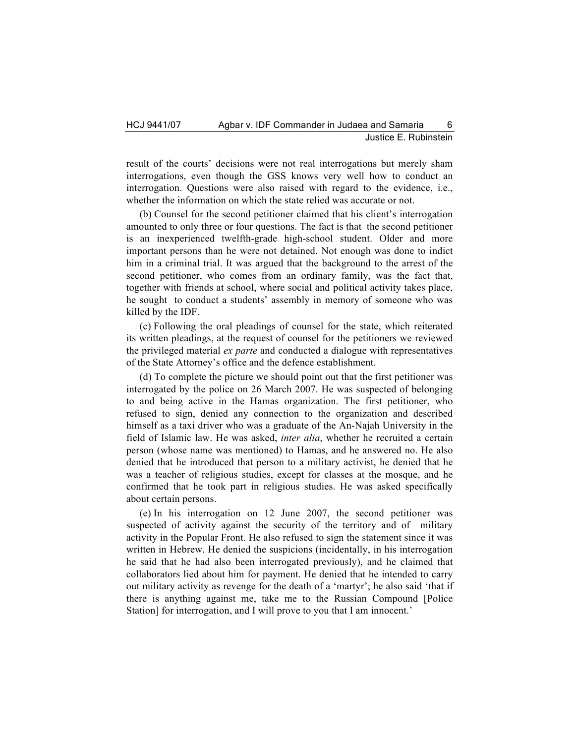result of the courts' decisions were not real interrogations but merely sham interrogations, even though the GSS knows very well how to conduct an interrogation. Questions were also raised with regard to the evidence, i.e., whether the information on which the state relied was accurate or not.

(b) Counsel for the second petitioner claimed that his client's interrogation amounted to only three or four questions. The fact is that the second petitioner is an inexperienced twelfth-grade high-school student. Older and more important persons than he were not detained. Not enough was done to indict him in a criminal trial. It was argued that the background to the arrest of the second petitioner, who comes from an ordinary family, was the fact that, together with friends at school, where social and political activity takes place, he sought to conduct a students' assembly in memory of someone who was killed by the IDF.

(c) Following the oral pleadings of counsel for the state, which reiterated its written pleadings, at the request of counsel for the petitioners we reviewed the privileged material *ex parte* and conducted a dialogue with representatives of the State Attorney's office and the defence establishment.

(d) To complete the picture we should point out that the first petitioner was interrogated by the police on 26 March 2007. He was suspected of belonging to and being active in the Hamas organization. The first petitioner, who refused to sign, denied any connection to the organization and described himself as a taxi driver who was a graduate of the An-Najah University in the field of Islamic law. He was asked, *inter alia*, whether he recruited a certain person (whose name was mentioned) to Hamas, and he answered no. He also denied that he introduced that person to a military activist, he denied that he was a teacher of religious studies, except for classes at the mosque, and he confirmed that he took part in religious studies. He was asked specifically about certain persons.

(e) In his interrogation on 12 June 2007, the second petitioner was suspected of activity against the security of the territory and of military activity in the Popular Front. He also refused to sign the statement since it was written in Hebrew. He denied the suspicions (incidentally, in his interrogation he said that he had also been interrogated previously), and he claimed that collaborators lied about him for payment. He denied that he intended to carry out military activity as revenge for the death of a 'martyr'; he also said 'that if there is anything against me, take me to the Russian Compound [Police Station] for interrogation, and I will prove to you that I am innocent.'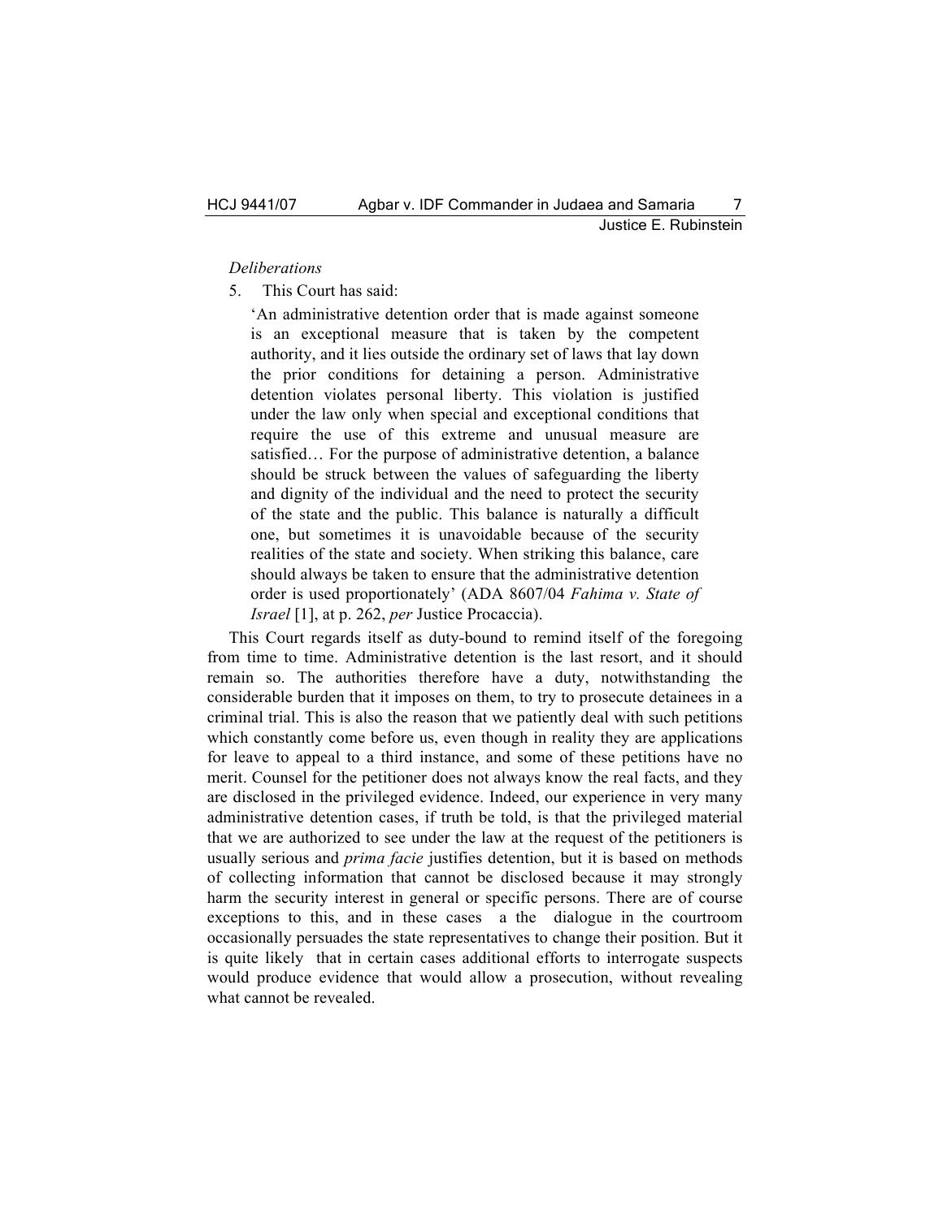*Deliberations*

5. This Court has said:

> 'An administrative detention order that is made against someone is an exceptional measure that is taken by the competent authority, and it lies outside the ordinary set of laws that lay down the prior conditions for detaining a person. Administrative detention violates personal liberty. This violation is justified under the law only when special and exceptional conditions that require the use of this extreme and unusual measure are satisfied… For the purpose of administrative detention, a balance should be struck between the values of safeguarding the liberty and dignity of the individual and the need to protect the security of the state and the public. This balance is naturally a difficult one, but sometimes it is unavoidable because of the security realities of the state and society. When striking this balance, care should always be taken to ensure that the administrative detention order is used proportionately' (ADA 8607/04 *Fahima v. State of Israel* [1], at p. 262, *per* Justice Procaccia).

This Court regards itself as duty-bound to remind itself of the foregoing from time to time. Administrative detention is the last resort, and it should remain so. The authorities therefore have a duty, notwithstanding the considerable burden that it imposes on them, to try to prosecute detainees in a criminal trial. This is also the reason that we patiently deal with such petitions which constantly come before us, even though in reality they are applications for leave to appeal to a third instance, and some of these petitions have no merit. Counsel for the petitioner does not always know the real facts, and they are disclosed in the privileged evidence. Indeed, our experience in very many administrative detention cases, if truth be told, is that the privileged material that we are authorized to see under the law at the request of the petitioners is usually serious and *prima facie* justifies detention, but it is based on methods of collecting information that cannot be disclosed because it may strongly harm the security interest in general or specific persons. There are of course exceptions to this, and in these cases a the dialogue in the courtroom occasionally persuades the state representatives to change their position. But it is quite likely that in certain cases additional efforts to interrogate suspects would produce evidence that would allow a prosecution, without revealing what cannot be revealed.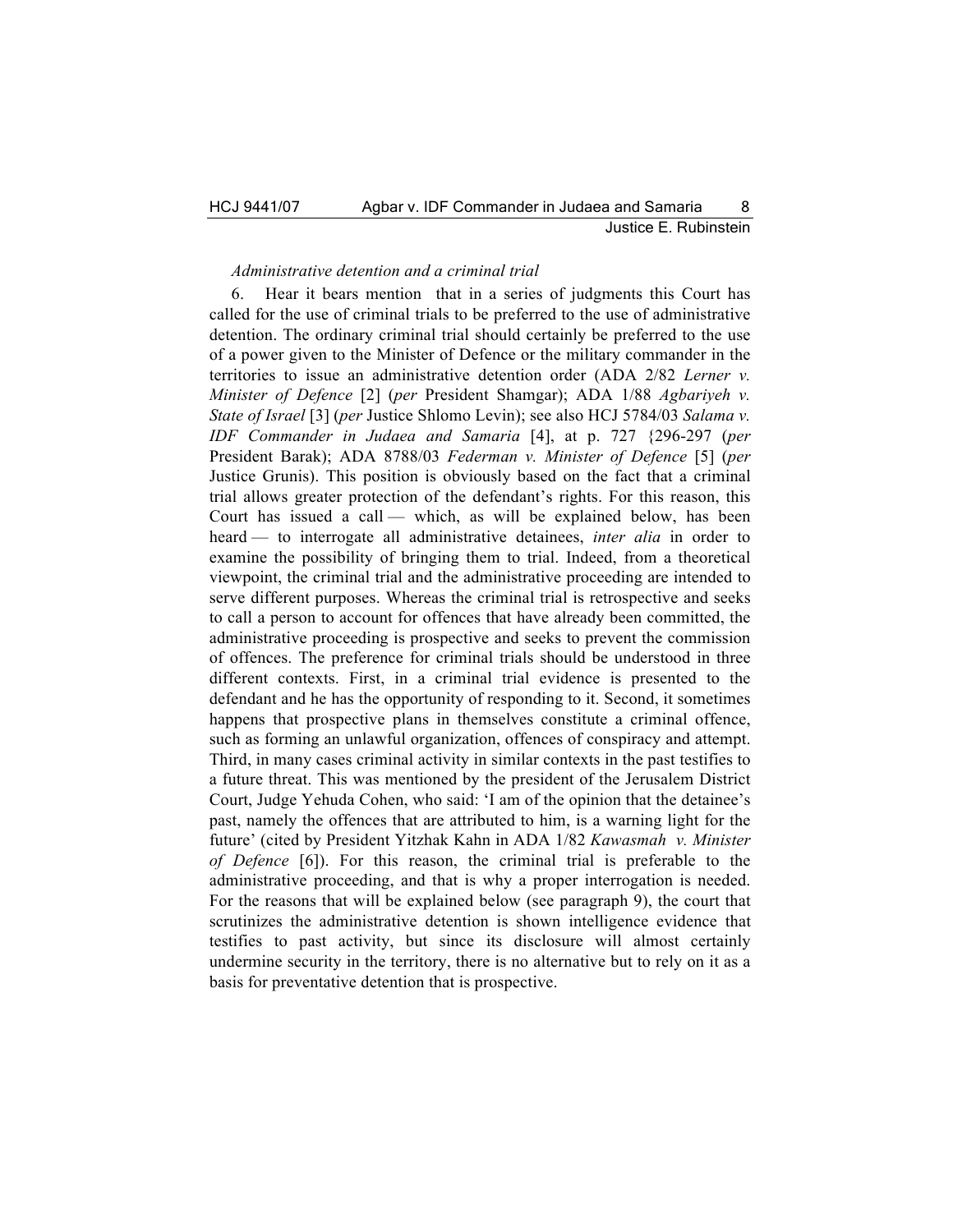*Administrative detention and a criminal trial*

6. Hear it bears mention that in a series of judgments this Court has called for the use of criminal trials to be preferred to the use of administrative detention. The ordinary criminal trial should certainly be preferred to the use of a power given to the Minister of Defence or the military commander in the territories to issue an administrative detention order (ADA 2/82 *Lerner v. Minister of Defence* [2] (*per* President Shamgar); ADA 1/88 *Agbariyeh v. State of Israel* [3] (*per* Justice Shlomo Levin); see also HCJ 5784/03 *Salama v. IDF Commander in Judaea and Samaria* [4], at p. 727 {296-297 (*per* President Barak); ADA 8788/03 *Federman v. Minister of Defence* [5] (*per* Justice Grunis). This position is obviously based on the fact that a criminal trial allows greater protection of the defendant's rights. For this reason, this Court has issued a call — which, as will be explained below, has been heard — to interrogate all administrative detainees, *inter alia* in order to examine the possibility of bringing them to trial. Indeed, from a theoretical viewpoint, the criminal trial and the administrative proceeding are intended to serve different purposes. Whereas the criminal trial is retrospective and seeks to call a person to account for offences that have already been committed, the administrative proceeding is prospective and seeks to prevent the commission of offences. The preference for criminal trials should be understood in three different contexts. First, in a criminal trial evidence is presented to the defendant and he has the opportunity of responding to it. Second, it sometimes happens that prospective plans in themselves constitute a criminal offence, such as forming an unlawful organization, offences of conspiracy and attempt. Third, in many cases criminal activity in similar contexts in the past testifies to a future threat. This was mentioned by the president of the Jerusalem District Court, Judge Yehuda Cohen, who said: 'I am of the opinion that the detainee's past, namely the offences that are attributed to him, is a warning light for the future' (cited by President Yitzhak Kahn in ADA 1/82 *Kawasmah v. Minister of Defence* [6]). For this reason, the criminal trial is preferable to the administrative proceeding, and that is why a proper interrogation is needed. For the reasons that will be explained below (see paragraph 9), the court that scrutinizes the administrative detention is shown intelligence evidence that testifies to past activity, but since its disclosure will almost certainly undermine security in the territory, there is no alternative but to rely on it as a basis for preventative detention that is prospective.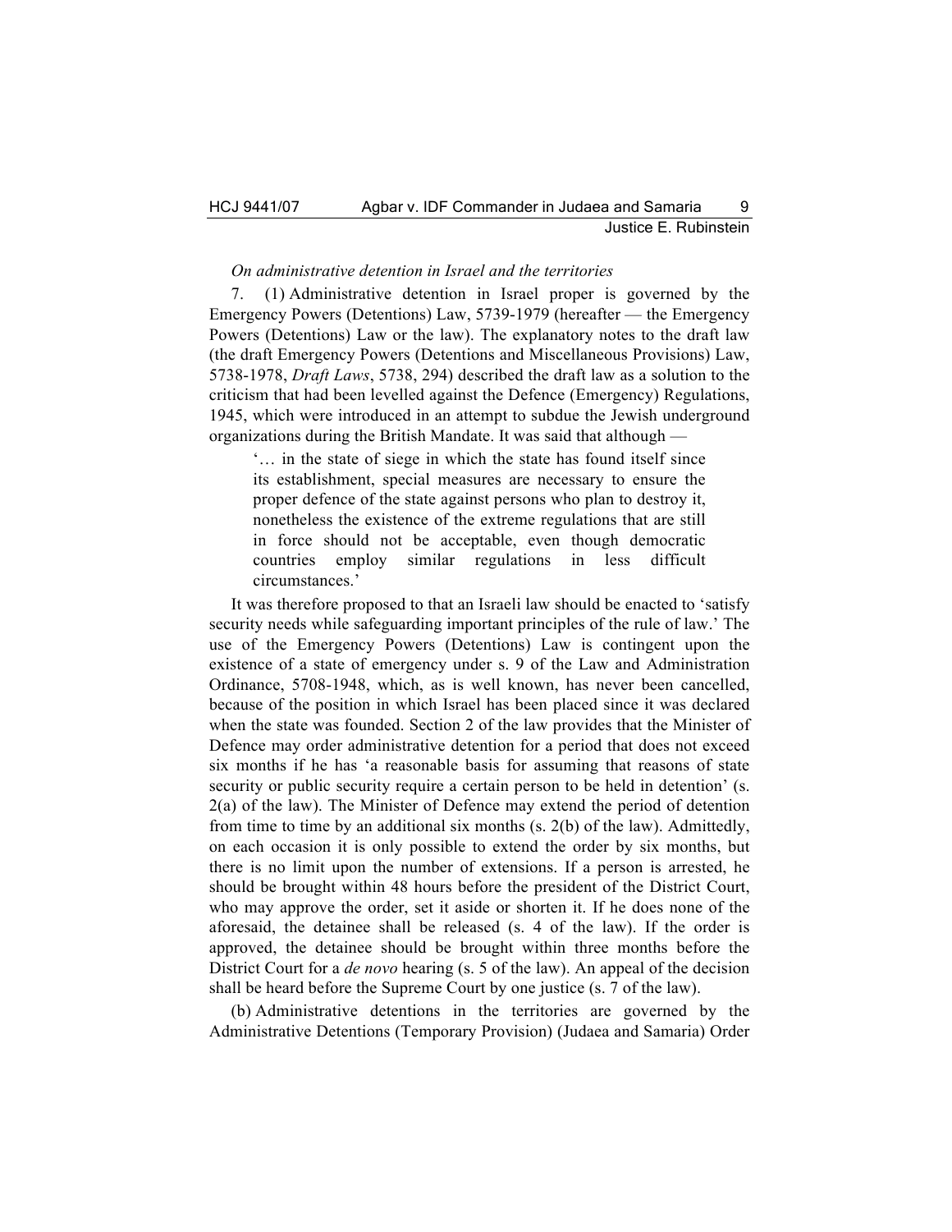*On administrative detention in Israel and the territories*

7. (1) Administrative detention in Israel proper is governed by the Emergency Powers (Detentions) Law, 5739-1979 (hereafter — the Emergency Powers (Detentions) Law or the law). The explanatory notes to the draft law (the draft Emergency Powers (Detentions and Miscellaneous Provisions) Law, 5738-1978, *Draft Laws*, 5738, 294) described the draft law as a solution to the criticism that had been levelled against the Defence (Emergency) Regulations, 1945, which were introduced in an attempt to subdue the Jewish underground organizations during the British Mandate. It was said that although —

> '… in the state of siege in which the state has found itself since its establishment, special measures are necessary to ensure the proper defence of the state against persons who plan to destroy it, nonetheless the existence of the extreme regulations that are still in force should not be acceptable, even though democratic countries employ similar regulations in less difficult circumstances.'

It was therefore proposed to that an Israeli law should be enacted to 'satisfy security needs while safeguarding important principles of the rule of law.' The use of the Emergency Powers (Detentions) Law is contingent upon the existence of a state of emergency under s. 9 of the Law and Administration Ordinance, 5708-1948, which, as is well known, has never been cancelled, because of the position in which Israel has been placed since it was declared when the state was founded. Section 2 of the law provides that the Minister of Defence may order administrative detention for a period that does not exceed six months if he has 'a reasonable basis for assuming that reasons of state security or public security require a certain person to be held in detention' (s. 2(a) of the law). The Minister of Defence may extend the period of detention from time to time by an additional six months (s. 2(b) of the law). Admittedly, on each occasion it is only possible to extend the order by six months, but there is no limit upon the number of extensions. If a person is arrested, he should be brought within 48 hours before the president of the District Court, who may approve the order, set it aside or shorten it. If he does none of the aforesaid, the detainee shall be released (s. 4 of the law). If the order is approved, the detainee should be brought within three months before the District Court for a *de novo* hearing (s. 5 of the law). An appeal of the decision shall be heard before the Supreme Court by one justice (s. 7 of the law).

(b) Administrative detentions in the territories are governed by the Administrative Detentions (Temporary Provision) (Judaea and Samaria) Order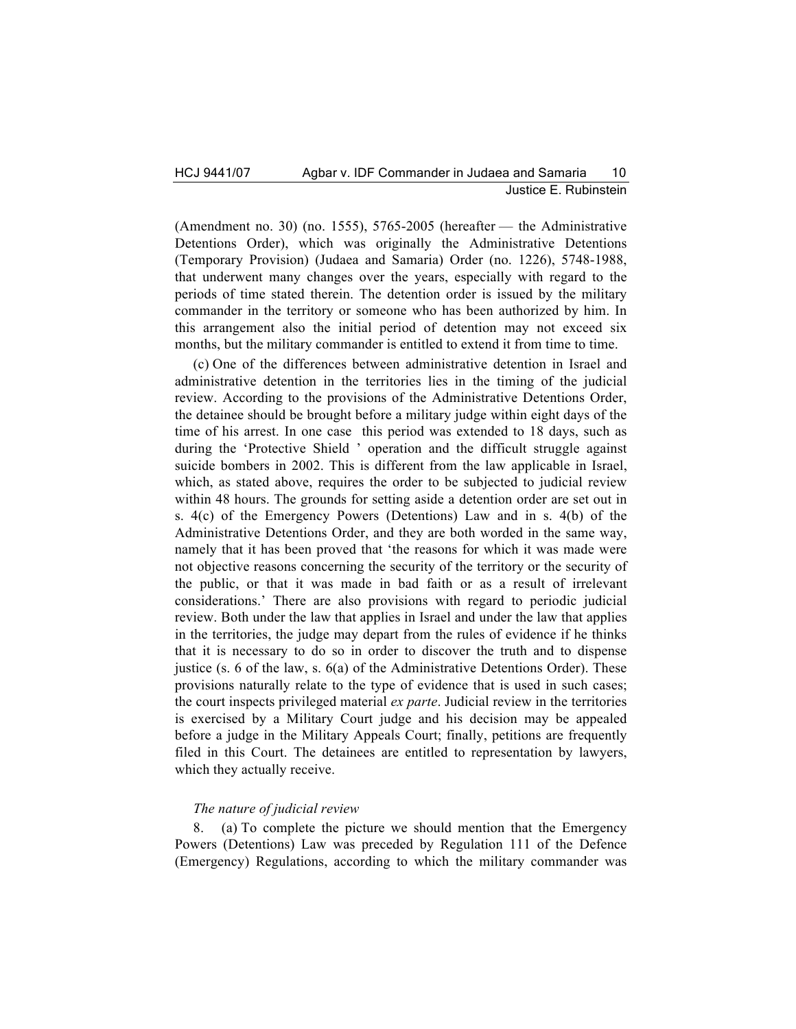(Amendment no. 30) (no. 1555), 5765-2005 (hereafter — the Administrative Detentions Order), which was originally the Administrative Detentions (Temporary Provision) (Judaea and Samaria) Order (no. 1226), 5748-1988, that underwent many changes over the years, especially with regard to the periods of time stated therein. The detention order is issued by the military commander in the territory or someone who has been authorized by him. In this arrangement also the initial period of detention may not exceed six months, but the military commander is entitled to extend it from time to time.

(c) One of the differences between administrative detention in Israel and administrative detention in the territories lies in the timing of the judicial review. According to the provisions of the Administrative Detentions Order, the detainee should be brought before a military judge within eight days of the time of his arrest. In one case this period was extended to 18 days, such as during the 'Protective Shield ' operation and the difficult struggle against suicide bombers in 2002. This is different from the law applicable in Israel, which, as stated above, requires the order to be subjected to judicial review within 48 hours. The grounds for setting aside a detention order are set out in s. 4(c) of the Emergency Powers (Detentions) Law and in s. 4(b) of the Administrative Detentions Order, and they are both worded in the same way, namely that it has been proved that 'the reasons for which it was made were not objective reasons concerning the security of the territory or the security of the public, or that it was made in bad faith or as a result of irrelevant considerations.' There are also provisions with regard to periodic judicial review. Both under the law that applies in Israel and under the law that applies in the territories, the judge may depart from the rules of evidence if he thinks that it is necessary to do so in order to discover the truth and to dispense justice (s. 6 of the law, s. 6(a) of the Administrative Detentions Order). These provisions naturally relate to the type of evidence that is used in such cases; the court inspects privileged material *ex parte*. Judicial review in the territories is exercised by a Military Court judge and his decision may be appealed before a judge in the Military Appeals Court; finally, petitions are frequently filed in this Court. The detainees are entitled to representation by lawyers, which they actually receive.

*The nature of judicial review*

8. (a) To complete the picture we should mention that the Emergency Powers (Detentions) Law was preceded by Regulation 111 of the Defence (Emergency) Regulations, according to which the military commander was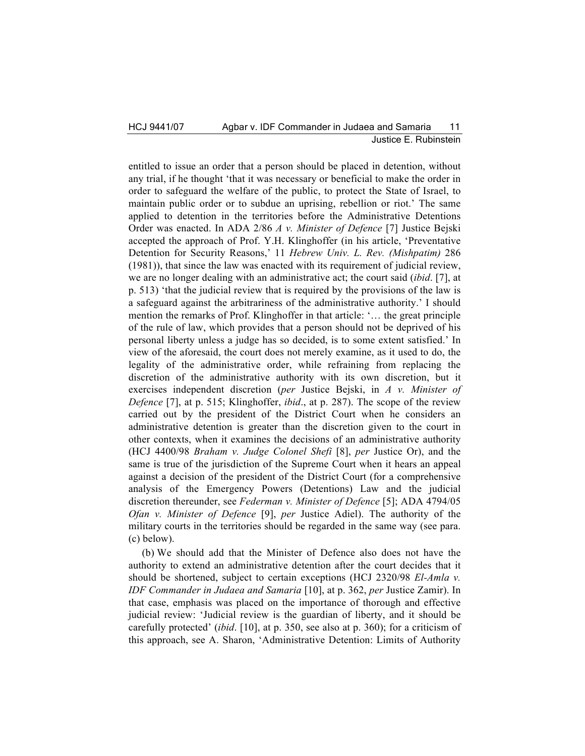entitled to issue an order that a person should be placed in detention, without any trial, if he thought 'that it was necessary or beneficial to make the order in order to safeguard the welfare of the public, to protect the State of Israel, to maintain public order or to subdue an uprising, rebellion or riot.' The same applied to detention in the territories before the Administrative Detentions Order was enacted. In ADA 2/86 *A v. Minister of Defence* [7] Justice Bejski accepted the approach of Prof. Y.H. Klinghoffer (in his article, 'Preventative Detention for Security Reasons,' 11 *Hebrew Univ. L. Rev. (Mishpatim)* 286 (1981)), that since the law was enacted with its requirement of judicial review, we are no longer dealing with an administrative act; the court said (*ibid*. [7], at p. 513) 'that the judicial review that is required by the provisions of the law is a safeguard against the arbitrariness of the administrative authority.' I should mention the remarks of Prof. Klinghoffer in that article: '… the great principle of the rule of law, which provides that a person should not be deprived of his personal liberty unless a judge has so decided, is to some extent satisfied.' In view of the aforesaid, the court does not merely examine, as it used to do, the legality of the administrative order, while refraining from replacing the discretion of the administrative authority with its own discretion, but it exercises independent discretion (*per* Justice Bejski, in *A v. Minister of Defence* [7], at p. 515; Klinghoffer, *ibid*., at p. 287). The scope of the review carried out by the president of the District Court when he considers an administrative detention is greater than the discretion given to the court in other contexts, when it examines the decisions of an administrative authority (HCJ 4400/98 *Braham v. Judge Colonel Shefi* [8], *per* Justice Or), and the same is true of the jurisdiction of the Supreme Court when it hears an appeal against a decision of the president of the District Court (for a comprehensive analysis of the Emergency Powers (Detentions) Law and the judicial discretion thereunder, see *Federman v. Minister of Defence* [5]; ADA 4794/05 *Ofan v. Minister of Defence* [9], *per* Justice Adiel). The authority of the military courts in the territories should be regarded in the same way (see para. (c) below).

(b) We should add that the Minister of Defence also does not have the authority to extend an administrative detention after the court decides that it should be shortened, subject to certain exceptions (HCJ 2320/98 *El-Amla v. IDF Commander in Judaea and Samaria* [10], at p. 362, *per* Justice Zamir). In that case, emphasis was placed on the importance of thorough and effective judicial review: 'Judicial review is the guardian of liberty, and it should be carefully protected' (*ibid*. [10], at p. 350, see also at p. 360); for a criticism of this approach, see A. Sharon, 'Administrative Detention: Limits of Authority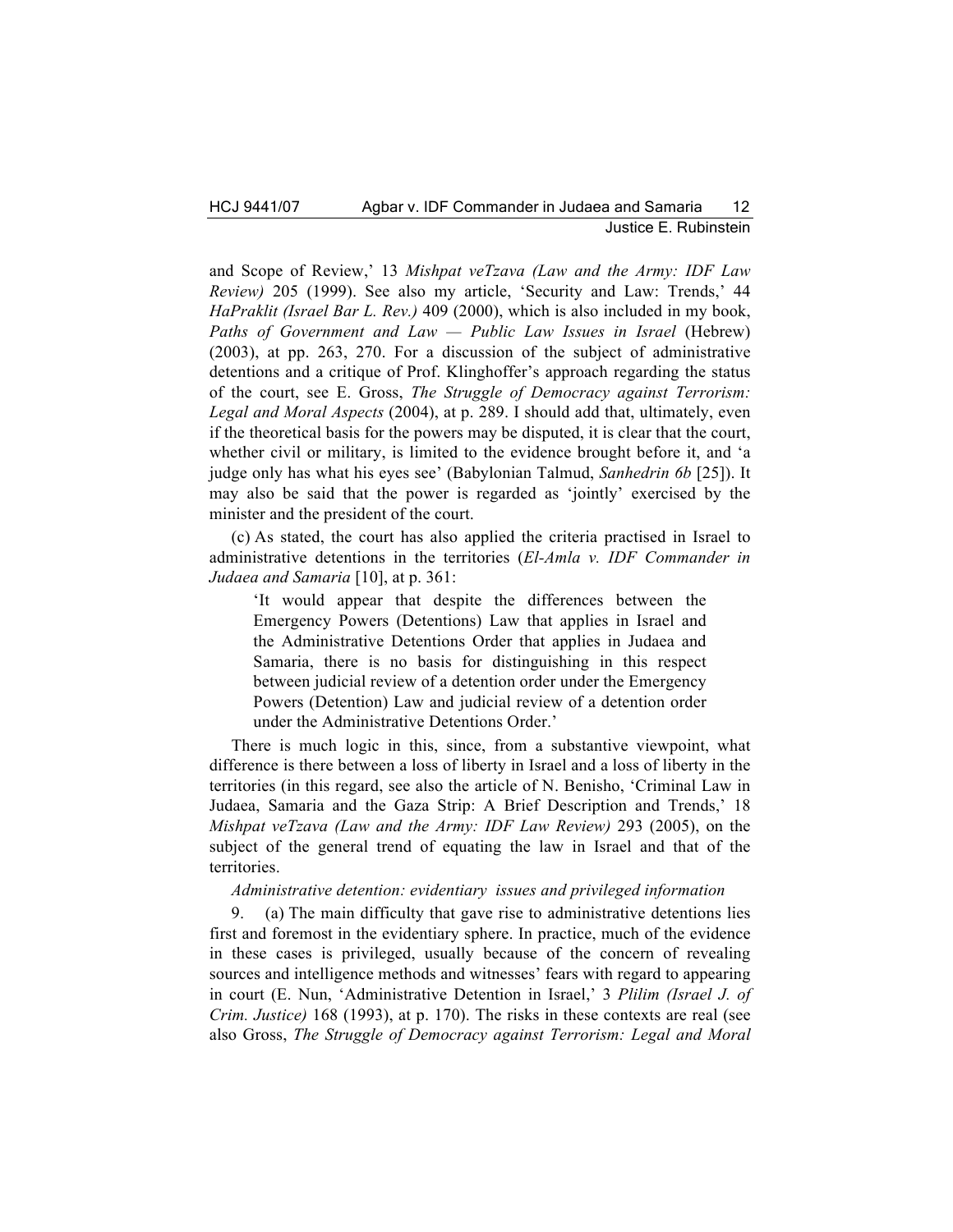and Scope of Review,' 13 *Mishpat veTzava (Law and the Army: IDF Law Review)* 205 (1999). See also my article, 'Security and Law: Trends,' 44 *HaPraklit (Israel Bar L. Rev.)* 409 (2000), which is also included in my book, *Paths of Government and Law — Public Law Issues in Israel* (Hebrew) (2003), at pp. 263, 270. For a discussion of the subject of administrative detentions and a critique of Prof. Klinghoffer's approach regarding the status of the court, see E. Gross, *The Struggle of Democracy against Terrorism: Legal and Moral Aspects* (2004), at p. 289. I should add that, ultimately, even if the theoretical basis for the powers may be disputed, it is clear that the court, whether civil or military, is limited to the evidence brought before it, and 'a judge only has what his eyes see' (Babylonian Talmud, *Sanhedrin 6b* [25]). It may also be said that the power is regarded as 'jointly' exercised by the minister and the president of the court.

(c) As stated, the court has also applied the criteria practised in Israel to administrative detentions in the territories (*El-Amla v. IDF Commander in Judaea and Samaria* [10], at p. 361:

> 'It would appear that despite the differences between the Emergency Powers (Detentions) Law that applies in Israel and the Administrative Detentions Order that applies in Judaea and Samaria, there is no basis for distinguishing in this respect between judicial review of a detention order under the Emergency Powers (Detention) Law and judicial review of a detention order under the Administrative Detentions Order.'

There is much logic in this, since, from a substantive viewpoint, what difference is there between a loss of liberty in Israel and a loss of liberty in the territories (in this regard, see also the article of N. Benisho, 'Criminal Law in Judaea, Samaria and the Gaza Strip: A Brief Description and Trends,' 18 *Mishpat veTzava (Law and the Army: IDF Law Review)* 293 (2005), on the subject of the general trend of equating the law in Israel and that of the territories.

*Administrative detention: evidentiary issues and privileged information*

9. (a) The main difficulty that gave rise to administrative detentions lies first and foremost in the evidentiary sphere. In practice, much of the evidence in these cases is privileged, usually because of the concern of revealing sources and intelligence methods and witnesses' fears with regard to appearing in court (E. Nun, 'Administrative Detention in Israel,' 3 *Plilim (Israel J. of Crim. Justice)* 168 (1993), at p. 170). The risks in these contexts are real (see also Gross, *The Struggle of Democracy against Terrorism: Legal and Moral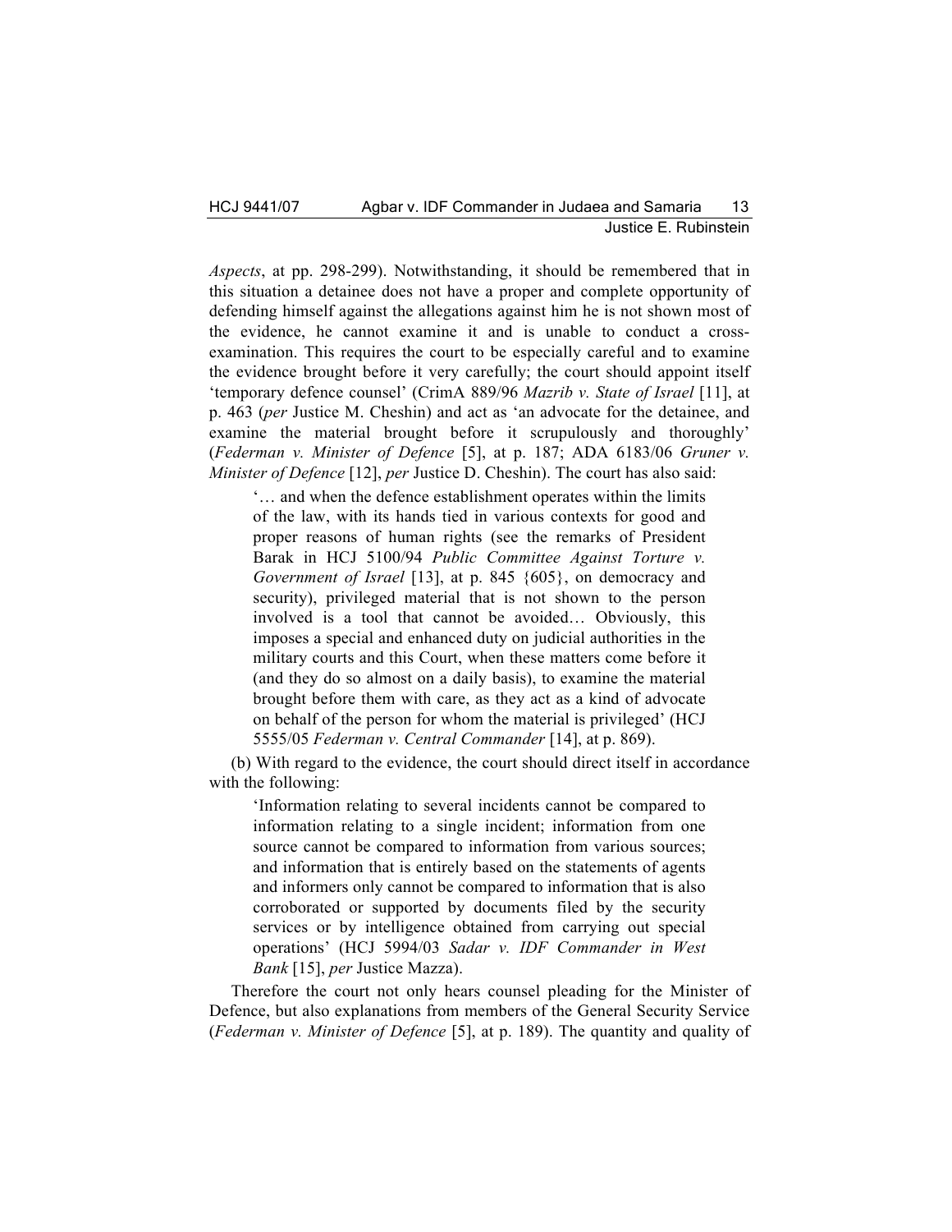*Aspects*, at pp. 298-299). Notwithstanding, it should be remembered that in this situation a detainee does not have a proper and complete opportunity of defending himself against the allegations against him he is not shown most of the evidence, he cannot examine it and is unable to conduct a cross-examination. This requires the court to be especially careful and to examine the evidence brought before it very carefully; the court should appoint itself 'temporary defence counsel' (CrimA 889/96 *Mazrib v. State of Israel* [11], at p. 463 (*per* Justice M. Cheshin) and act as 'an advocate for the detainee, and examine the material brought before it scrupulously and thoroughly' (*Federman v. Minister of Defence* [5], at p. 187; ADA 6183/06 *Gruner v. Minister of Defence* [12], *per* Justice D. Cheshin). The court has also said:

> '… and when the defence establishment operates within the limits of the law, with its hands tied in various contexts for good and proper reasons of human rights (see the remarks of President Barak in HCJ 5100/94 *Public Committee Against Torture v. Government of Israel* [13], at p. 845 {605}, on democracy and security), privileged material that is not shown to the person involved is a tool that cannot be avoided… Obviously, this imposes a special and enhanced duty on judicial authorities in the military courts and this Court, when these matters come before it (and they do so almost on a daily basis), to examine the material brought before them with care, as they act as a kind of advocate on behalf of the person for whom the material is privileged' (HCJ 5555/05 *Federman v. Central Commander* [14], at p. 869).

(b) With regard to the evidence, the court should direct itself in accordance with the following:

> 'Information relating to several incidents cannot be compared to information relating to a single incident; information from one source cannot be compared to information from various sources; and information that is entirely based on the statements of agents and informers only cannot be compared to information that is also corroborated or supported by documents filed by the security services or by intelligence obtained from carrying out special operations' (HCJ 5994/03 *Sadar v. IDF Commander in West Bank* [15], *per* Justice Mazza).

Therefore the court not only hears counsel pleading for the Minister of Defence, but also explanations from members of the General Security Service (*Federman v. Minister of Defence* [5], at p. 189). The quantity and quality of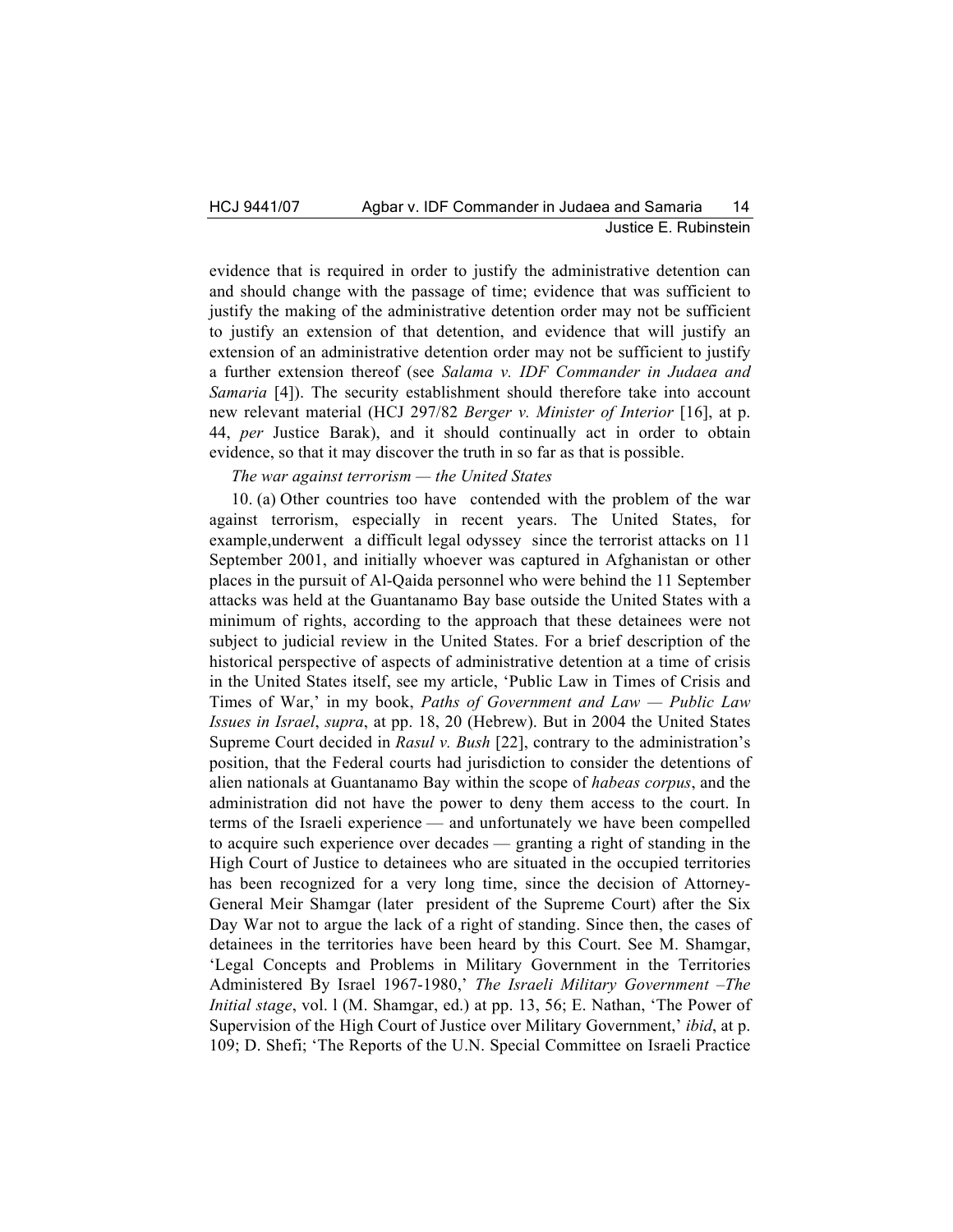evidence that is required in order to justify the administrative detention can and should change with the passage of time; evidence that was sufficient to justify the making of the administrative detention order may not be sufficient to justify an extension of that detention, and evidence that will justify an extension of an administrative detention order may not be sufficient to justify a further extension thereof (see *Salama v. IDF Commander in Judaea and Samaria* [4]). The security establishment should therefore take into account new relevant material (HCJ 297/82 *Berger v. Minister of Interior* [16], at p. 44, *per* Justice Barak), and it should continually act in order to obtain evidence, so that it may discover the truth in so far as that is possible.

*The war against terrorism — the United States*

10. (a) Other countries too have contended with the problem of the war against terrorism, especially in recent years. The United States, for example,underwent a difficult legal odyssey since the terrorist attacks on 11 September 2001, and initially whoever was captured in Afghanistan or other places in the pursuit of Al-Qaida personnel who were behind the 11 September attacks was held at the Guantanamo Bay base outside the United States with a minimum of rights, according to the approach that these detainees were not subject to judicial review in the United States. For a brief description of the historical perspective of aspects of administrative detention at a time of crisis in the United States itself, see my article, 'Public Law in Times of Crisis and Times of War,' in my book, *Paths of Government and Law — Public Law Issues in Israel*, *supra*, at pp. 18, 20 (Hebrew). But in 2004 the United States Supreme Court decided in *Rasul v. Bush* [22], contrary to the administration's position, that the Federal courts had jurisdiction to consider the detentions of alien nationals at Guantanamo Bay within the scope of *habeas corpus*, and the administration did not have the power to deny them access to the court. In terms of the Israeli experience — and unfortunately we have been compelled to acquire such experience over decades — granting a right of standing in the High Court of Justice to detainees who are situated in the occupied territories has been recognized for a very long time, since the decision of Attorney-General Meir Shamgar (later president of the Supreme Court) after the Six Day War not to argue the lack of a right of standing. Since then, the cases of detainees in the territories have been heard by this Court. See M. Shamgar, 'Legal Concepts and Problems in Military Government in the Territories Administered By Israel 1967-1980,' *The Israeli Military Government –The Initial stage*, vol. l (M. Shamgar, ed.) at pp. 13, 56; E. Nathan, 'The Power of Supervision of the High Court of Justice over Military Government,' *ibid*, at p. 109; D. Shefi; 'The Reports of the U.N. Special Committee on Israeli Practice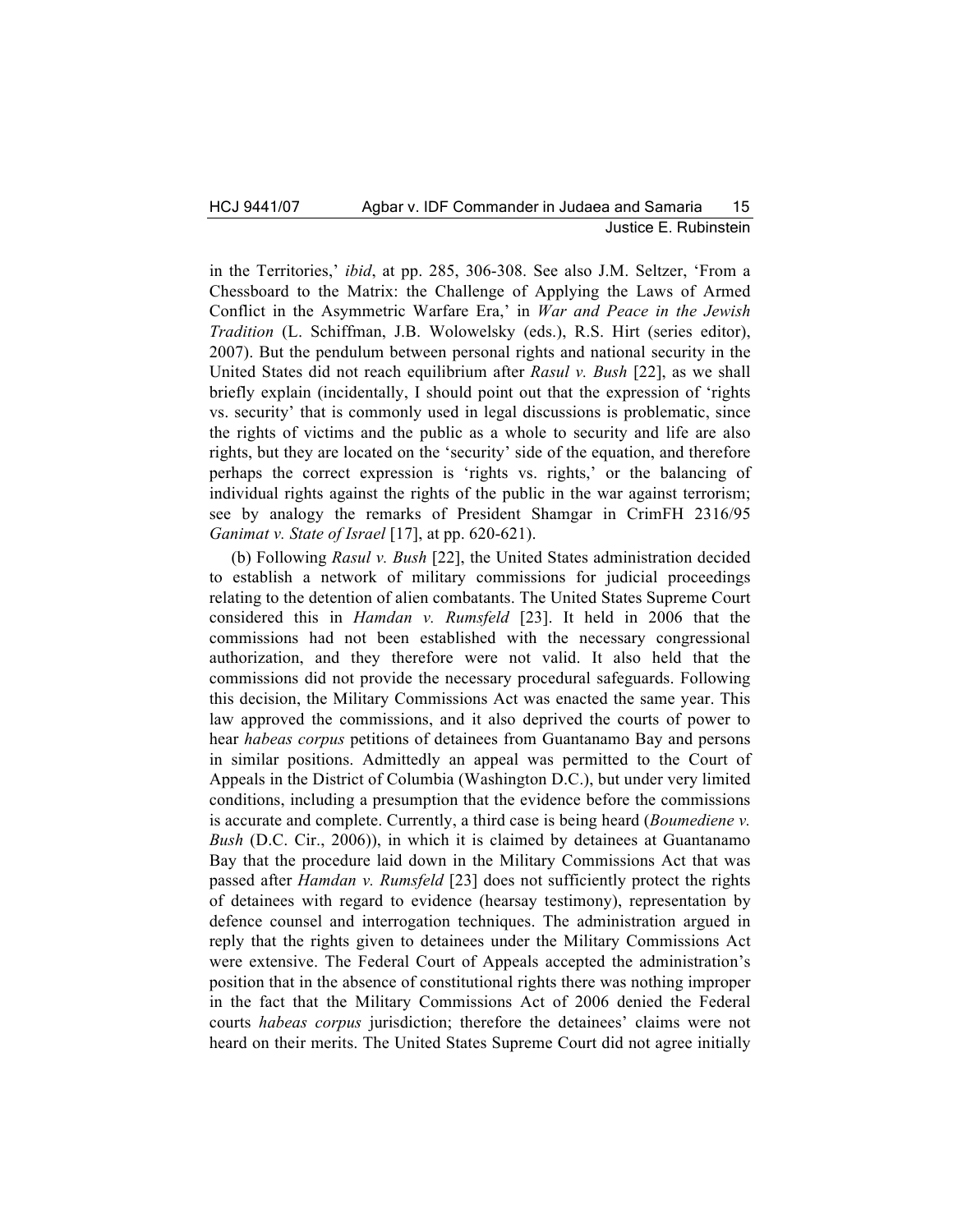in the Territories,' *ibid*, at pp. 285, 306-308. See also J.M. Seltzer, 'From a Chessboard to the Matrix: the Challenge of Applying the Laws of Armed Conflict in the Asymmetric Warfare Era,' in *War and Peace in the Jewish Tradition* (L. Schiffman, J.B. Wolowelsky (eds.), R.S. Hirt (series editor), 2007). But the pendulum between personal rights and national security in the United States did not reach equilibrium after *Rasul v. Bush* [22], as we shall briefly explain (incidentally, I should point out that the expression of 'rights vs. security' that is commonly used in legal discussions is problematic, since the rights of victims and the public as a whole to security and life are also rights, but they are located on the 'security' side of the equation, and therefore perhaps the correct expression is 'rights vs. rights,' or the balancing of individual rights against the rights of the public in the war against terrorism; see by analogy the remarks of President Shamgar in CrimFH 2316/95 *Ganimat v. State of Israel* [17], at pp. 620-621).

(b) Following *Rasul v. Bush* [22], the United States administration decided to establish a network of military commissions for judicial proceedings relating to the detention of alien combatants. The United States Supreme Court considered this in *Hamdan v. Rumsfeld* [23]. It held in 2006 that the commissions had not been established with the necessary congressional authorization, and they therefore were not valid. It also held that the commissions did not provide the necessary procedural safeguards. Following this decision, the Military Commissions Act was enacted the same year. This law approved the commissions, and it also deprived the courts of power to hear *habeas corpus* petitions of detainees from Guantanamo Bay and persons in similar positions. Admittedly an appeal was permitted to the Court of Appeals in the District of Columbia (Washington D.C.), but under very limited conditions, including a presumption that the evidence before the commissions is accurate and complete. Currently, a third case is being heard (*Boumediene v. Bush* (D.C. Cir., 2006)), in which it is claimed by detainees at Guantanamo Bay that the procedure laid down in the Military Commissions Act that was passed after *Hamdan v. Rumsfeld* [23] does not sufficiently protect the rights of detainees with regard to evidence (hearsay testimony), representation by defence counsel and interrogation techniques. The administration argued in reply that the rights given to detainees under the Military Commissions Act were extensive. The Federal Court of Appeals accepted the administration's position that in the absence of constitutional rights there was nothing improper in the fact that the Military Commissions Act of 2006 denied the Federal courts *habeas corpus* jurisdiction; therefore the detainees' claims were not heard on their merits. The United States Supreme Court did not agree initially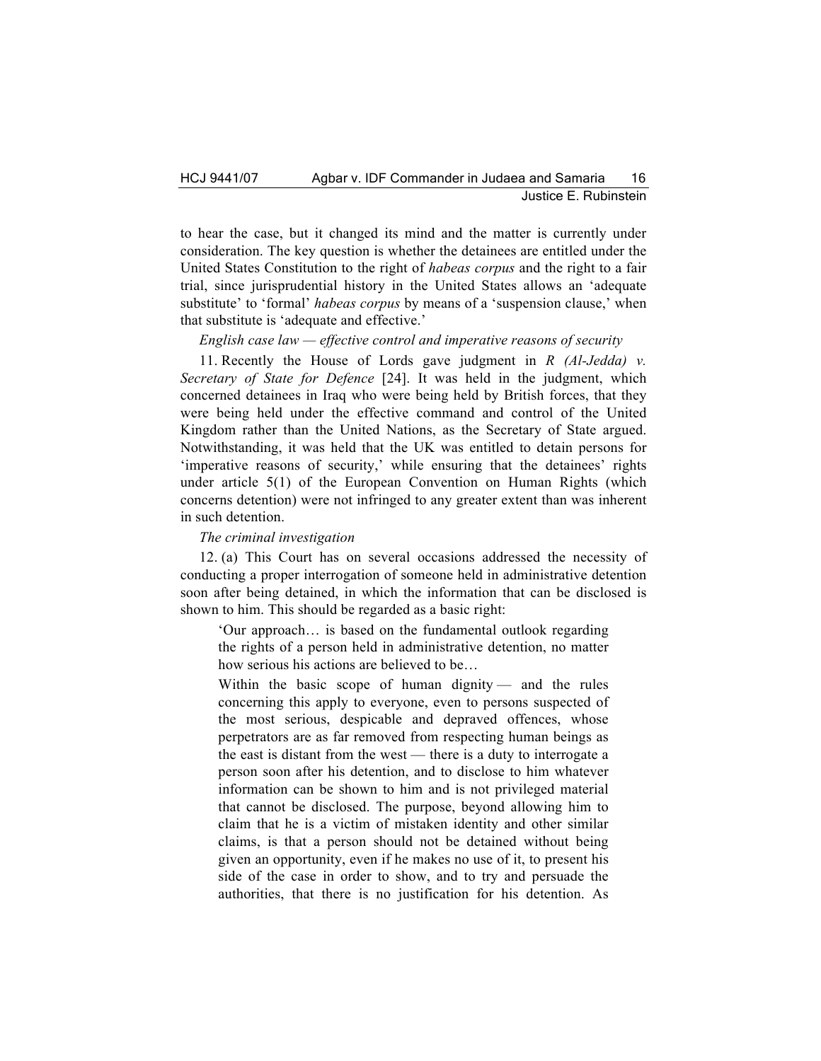to hear the case, but it changed its mind and the matter is currently under consideration. The key question is whether the detainees are entitled under the United States Constitution to the right of *habeas corpus* and the right to a fair trial, since jurisprudential history in the United States allows an 'adequate substitute' to 'formal' *habeas corpus* by means of a 'suspension clause,' when that substitute is 'adequate and effective.'

*English case law — effective control and imperative reasons of security*

11. Recently the House of Lords gave judgment in *R (Al-Jedda) v. Secretary of State for Defence* [24]. It was held in the judgment, which concerned detainees in Iraq who were being held by British forces, that they were being held under the effective command and control of the United Kingdom rather than the United Nations, as the Secretary of State argued. Notwithstanding, it was held that the UK was entitled to detain persons for 'imperative reasons of security,' while ensuring that the detainees' rights under article 5(1) of the European Convention on Human Rights (which concerns detention) were not infringed to any greater extent than was inherent in such detention.

*The criminal investigation*

12. (a) This Court has on several occasions addressed the necessity of conducting a proper interrogation of someone held in administrative detention soon after being detained, in which the information that can be disclosed is shown to him. This should be regarded as a basic right:

> 'Our approach… is based on the fundamental outlook regarding the rights of a person held in administrative detention, no matter how serious his actions are believed to be…
>
> Within the basic scope of human dignity — and the rules concerning this apply to everyone, even to persons suspected of the most serious, despicable and depraved offences, whose perpetrators are as far removed from respecting human beings as the east is distant from the west — there is a duty to interrogate a person soon after his detention, and to disclose to him whatever information can be shown to him and is not privileged material that cannot be disclosed. The purpose, beyond allowing him to claim that he is a victim of mistaken identity and other similar claims, is that a person should not be detained without being given an opportunity, even if he makes no use of it, to present his side of the case in order to show, and to try and persuade the authorities, that there is no justification for his detention. As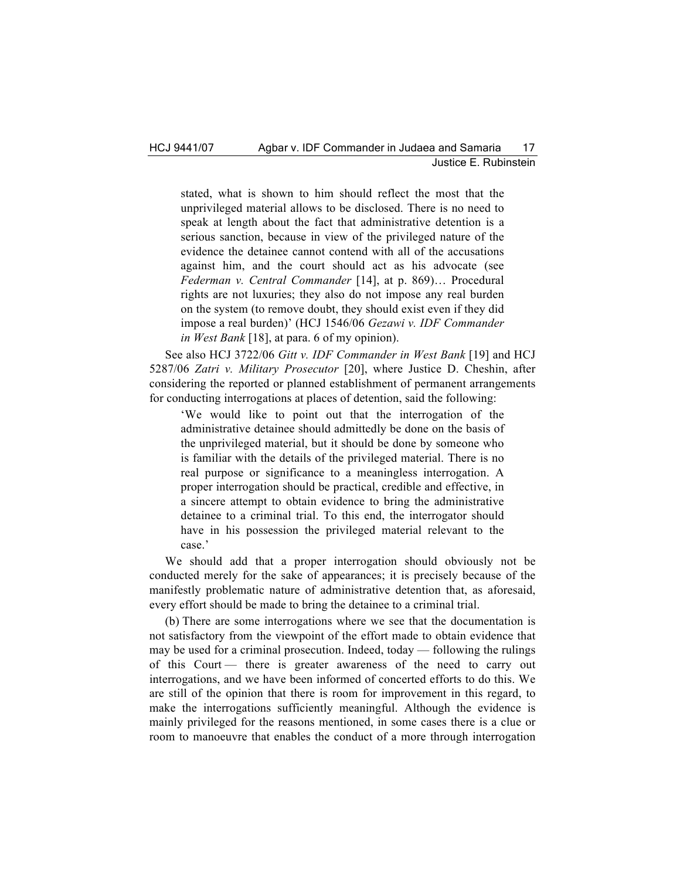stated, what is shown to him should reflect the most that the unprivileged material allows to be disclosed. There is no need to speak at length about the fact that administrative detention is a serious sanction, because in view of the privileged nature of the evidence the detainee cannot contend with all of the accusations against him, and the court should act as his advocate (see *Federman v. Central Commander* [14], at p. 869)… Procedural rights are not luxuries; they also do not impose any real burden on the system (to remove doubt, they should exist even if they did impose a real burden)' (HCJ 1546/06 *Gezawi v. IDF Commander in West Bank* [18], at para. 6 of my opinion).

See also HCJ 3722/06 *Gitt v. IDF Commander in West Bank* [19] and HCJ 5287/06 *Zatri v. Military Prosecutor* [20], where Justice D. Cheshin, after considering the reported or planned establishment of permanent arrangements for conducting interrogations at places of detention, said the following:

> 'We would like to point out that the interrogation of the administrative detainee should admittedly be done on the basis of the unprivileged material, but it should be done by someone who is familiar with the details of the privileged material. There is no real purpose or significance to a meaningless interrogation. A proper interrogation should be practical, credible and effective, in a sincere attempt to obtain evidence to bring the administrative detainee to a criminal trial. To this end, the interrogator should have in his possession the privileged material relevant to the case.'

We should add that a proper interrogation should obviously not be conducted merely for the sake of appearances; it is precisely because of the manifestly problematic nature of administrative detention that, as aforesaid, every effort should be made to bring the detainee to a criminal trial.

(b) There are some interrogations where we see that the documentation is not satisfactory from the viewpoint of the effort made to obtain evidence that may be used for a criminal prosecution. Indeed, today — following the rulings of this Court — there is greater awareness of the need to carry out interrogations, and we have been informed of concerted efforts to do this. We are still of the opinion that there is room for improvement in this regard, to make the interrogations sufficiently meaningful. Although the evidence is mainly privileged for the reasons mentioned, in some cases there is a clue or room to manoeuvre that enables the conduct of a more through interrogation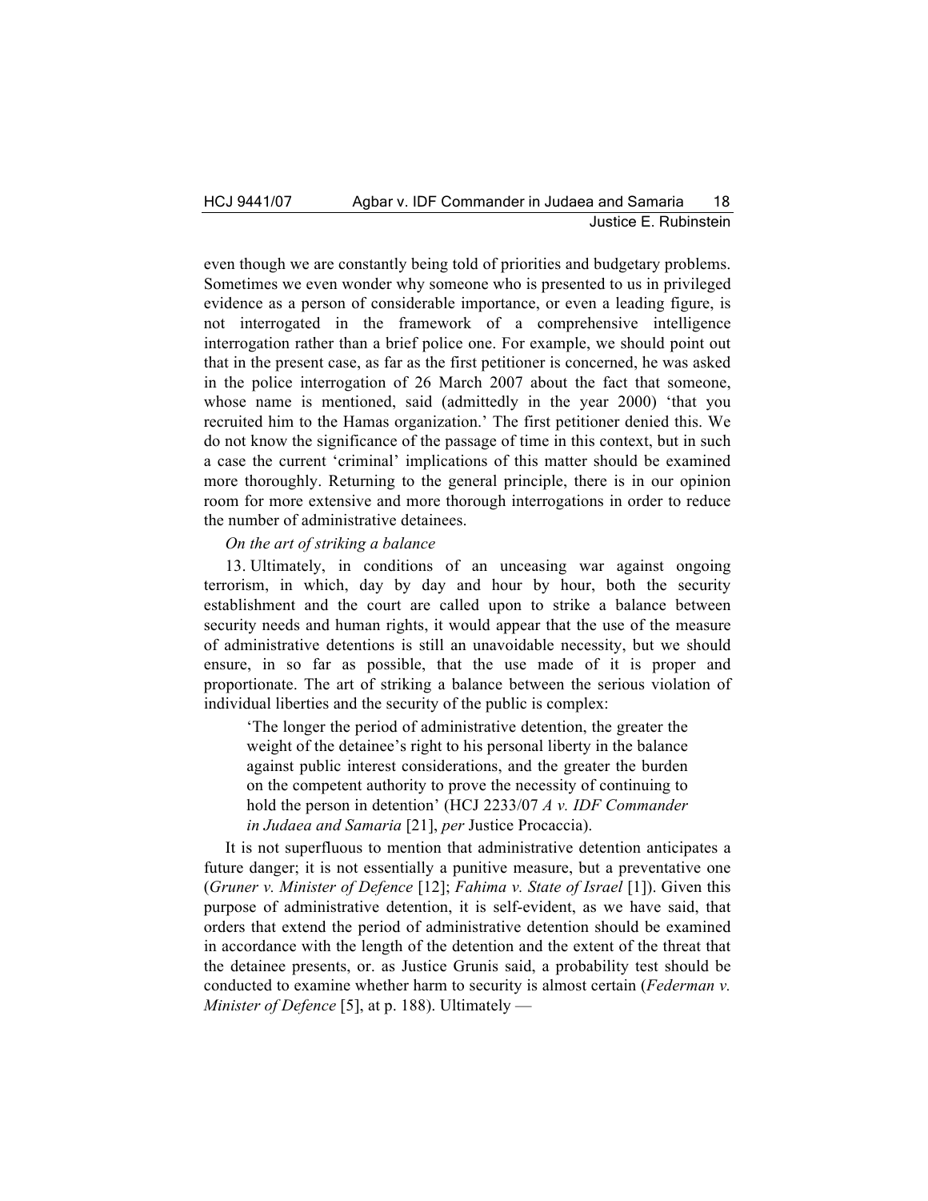even though we are constantly being told of priorities and budgetary problems. Sometimes we even wonder why someone who is presented to us in privileged evidence as a person of considerable importance, or even a leading figure, is not interrogated in the framework of a comprehensive intelligence interrogation rather than a brief police one. For example, we should point out that in the present case, as far as the first petitioner is concerned, he was asked in the police interrogation of 26 March 2007 about the fact that someone, whose name is mentioned, said (admittedly in the year 2000) 'that you recruited him to the Hamas organization.' The first petitioner denied this. We do not know the significance of the passage of time in this context, but in such a case the current 'criminal' implications of this matter should be examined more thoroughly. Returning to the general principle, there is in our opinion room for more extensive and more thorough interrogations in order to reduce the number of administrative detainees.

*On the art of striking a balance*

13. Ultimately, in conditions of an unceasing war against ongoing terrorism, in which, day by day and hour by hour, both the security establishment and the court are called upon to strike a balance between security needs and human rights, it would appear that the use of the measure of administrative detentions is still an unavoidable necessity, but we should ensure, in so far as possible, that the use made of it is proper and proportionate. The art of striking a balance between the serious violation of individual liberties and the security of the public is complex:

> 'The longer the period of administrative detention, the greater the weight of the detainee's right to his personal liberty in the balance against public interest considerations, and the greater the burden on the competent authority to prove the necessity of continuing to hold the person in detention' (HCJ 2233/07 *A v. IDF Commander in Judaea and Samaria* [21], *per* Justice Procaccia).

It is not superfluous to mention that administrative detention anticipates a future danger; it is not essentially a punitive measure, but a preventative one (*Gruner v. Minister of Defence* [12]; *Fahima v. State of Israel* [1]). Given this purpose of administrative detention, it is self-evident, as we have said, that orders that extend the period of administrative detention should be examined in accordance with the length of the detention and the extent of the threat that the detainee presents, or. as Justice Grunis said, a probability test should be conducted to examine whether harm to security is almost certain (*Federman v. Minister of Defence* [5], at p. 188). Ultimately —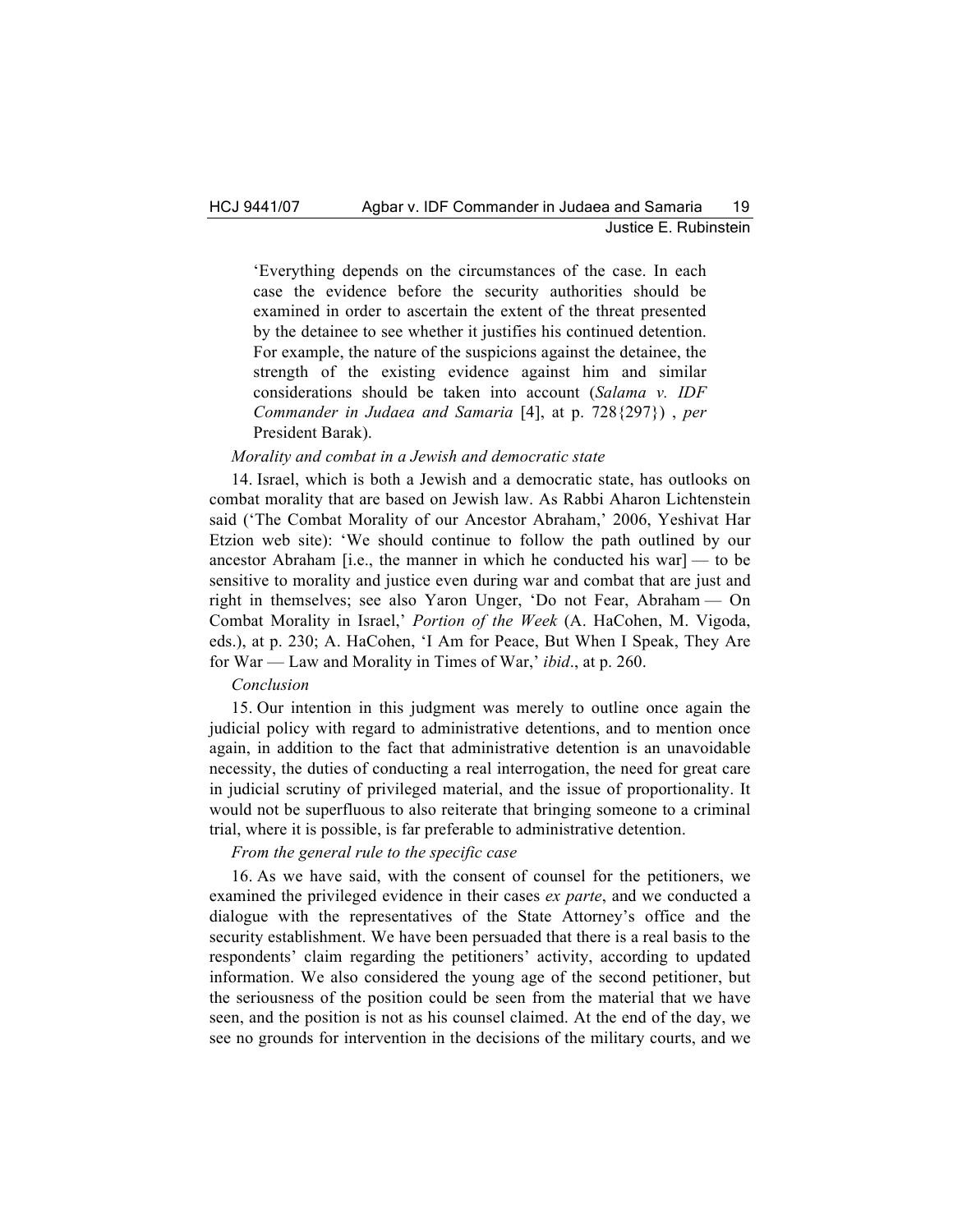> 'Everything depends on the circumstances of the case. In each case the evidence before the security authorities should be examined in order to ascertain the extent of the threat presented by the detainee to see whether it justifies his continued detention. For example, the nature of the suspicions against the detainee, the strength of the existing evidence against him and similar considerations should be taken into account (*Salama v. IDF Commander in Judaea and Samaria* [4], at p. 728{297}) , *per* President Barak).

*Morality and combat in a Jewish and democratic state*

14. Israel, which is both a Jewish and a democratic state, has outlooks on combat morality that are based on Jewish law. As Rabbi Aharon Lichtenstein said ('The Combat Morality of our Ancestor Abraham,' 2006, Yeshivat Har Etzion web site): 'We should continue to follow the path outlined by our ancestor Abraham [i.e., the manner in which he conducted his war] — to be sensitive to morality and justice even during war and combat that are just and right in themselves; see also Yaron Unger, 'Do not Fear, Abraham — On Combat Morality in Israel,' *Portion of the Week* (A. HaCohen, M. Vigoda, eds.), at p. 230; A. HaCohen, 'I Am for Peace, But When I Speak, They Are for War — Law and Morality in Times of War,' *ibid*., at p. 260.

*Conclusion*

15. Our intention in this judgment was merely to outline once again the judicial policy with regard to administrative detentions, and to mention once again, in addition to the fact that administrative detention is an unavoidable necessity, the duties of conducting a real interrogation, the need for great care in judicial scrutiny of privileged material, and the issue of proportionality. It would not be superfluous to also reiterate that bringing someone to a criminal trial, where it is possible, is far preferable to administrative detention.

*From the general rule to the specific case*

16. As we have said, with the consent of counsel for the petitioners, we examined the privileged evidence in their cases *ex parte*, and we conducted a dialogue with the representatives of the State Attorney's office and the security establishment. We have been persuaded that there is a real basis to the respondents' claim regarding the petitioners' activity, according to updated information. We also considered the young age of the second petitioner, but the seriousness of the position could be seen from the material that we have seen, and the position is not as his counsel claimed. At the end of the day, we see no grounds for intervention in the decisions of the military courts, and we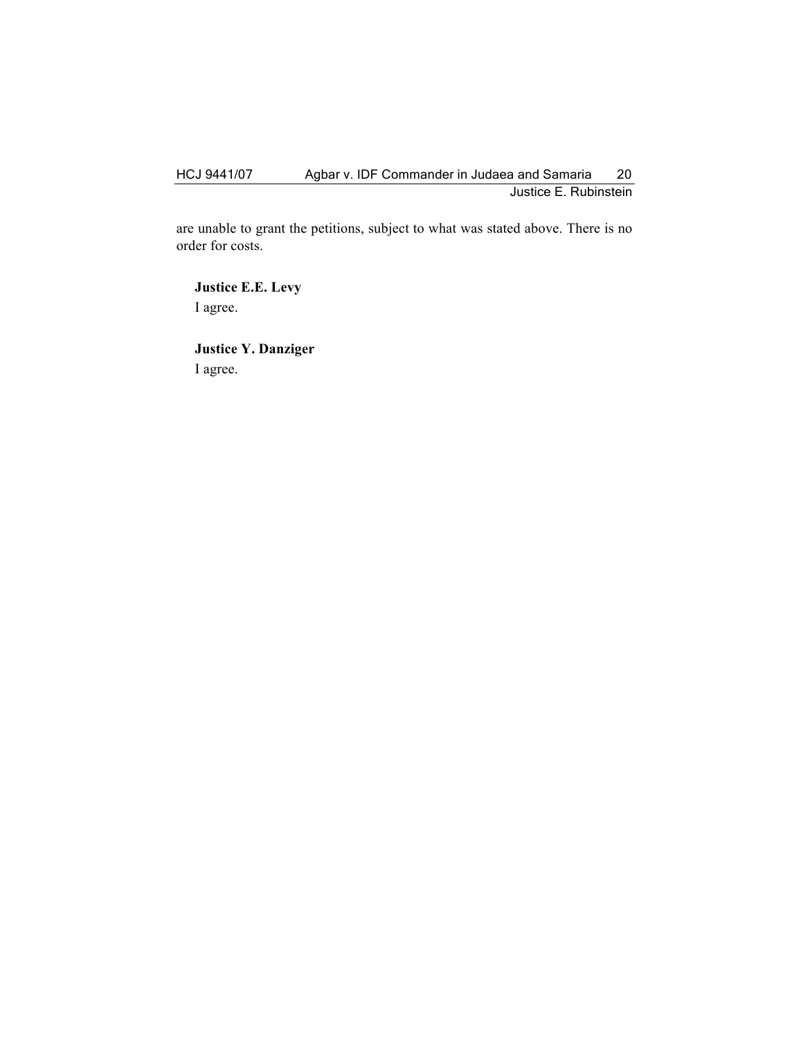are unable to grant the petitions, subject to what was stated above. There is no order for costs.

**Justice E.E. Levy**

I agree.

**Justice Y. Danziger**

I agree.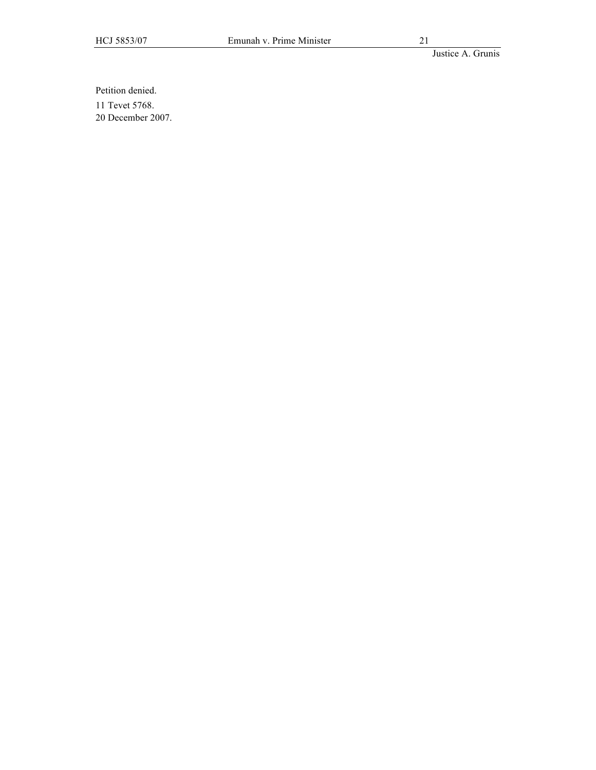Petition denied.

11 Tevet 5768.

20 December 2007.